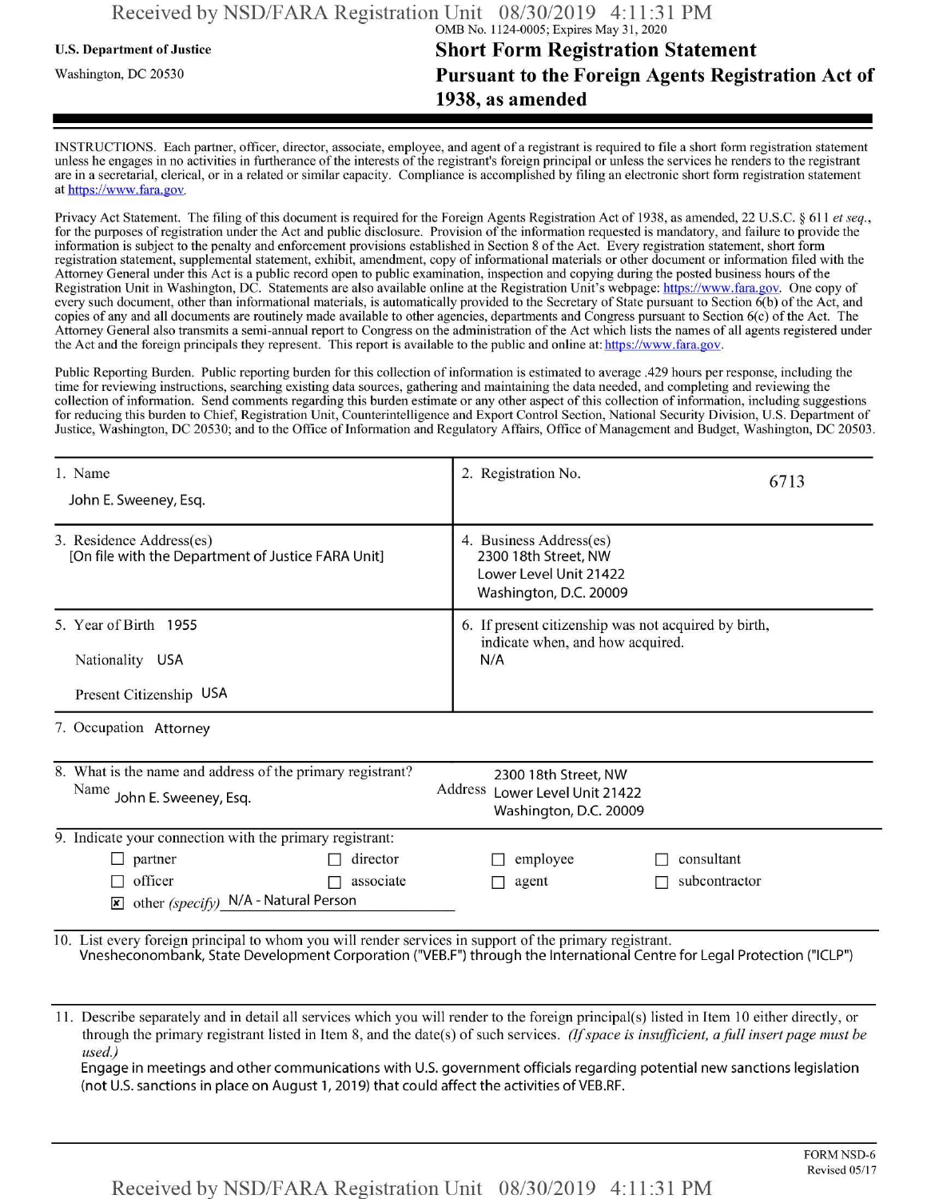U.S. Department of Justice

Washington, DC 20530

OMB No. 1124-0005; Expires May 31, 2020

# Short Form Registration Statement Pursuant to the Foreign Agents Registration Act of 1938, as amended

INSTRUCTIONS. Each partner, officer, director, associate, employee, and agent of a registrant is required to file a short form registration statement unless he engages in no activities in furtherance of the interests of the registrant's foreign principal or unless the services he renders to the registrant are in a secretarial, clerical, or in a related or similar capacity. Compliance is accomplished by filing an electronic short form registration statement at https://www.fara.gov.

Privacy Act Statement. The filing of this document is required for the Foreign Agents Registration Act of 1938, as amended, 22 U.S.C. § 611 *et seq.*, for the purposes of registration under the Act and public disclosure. Provision of the information requested is mandatory, and failure to provide the information is subject to the penalty and enforcement provisions established in Section 8 of the Act. Every registration statement, short form registration statement, supplemental statement, exhibit, amendment, copy of informational materials or other document or information filed with the Attorney General under this Act is a public record open to public examination, inspection and copying during the posted business hours of the Registration Unit in Washington, DC. Statements are also available online at the Registration Unit's webpage: https://www.fara.gov. One copy of every such document, other than informational materials, is automatically provided to the Secretary of State pursuant to Section 6(b) of the Act, and copies of any and all documents are routinely made available to other agencies, departments and Congress pursuant to Section 6(c) of the Act. The Attorney General also transmits a semi-annual report to Congress on the administration of the Act which lists the names of all agents registered under the Act and the foreign principals they represent. This report is available to the public and online at: https://www.fara.gov.

Public Reporting Burden. Public reporting burden for this collection of information is estimated to average .429 hours per response, including the time for reviewing instructions, searching existing data sources, gathering and maintaining the data needed, and completing and reviewing the collection of information. Send comments regarding this burden estimate or any other aspect of this collection of information, including suggestions for reducing this burden to Chief, Registration Unit, Counterintelligence and Export Control Section, National Security Division, U.S. Department of Justice, Washington, DC 20530; and to the Office of Information and Regulatory Affairs, Office of Management and Budget, Washington, DC 20503.

| | |
|---|---|
| 1. Name<br>John E. Sweeney, Esq. | 2. Registration No. 6713 |
| 3. Residence Address(es)<br>[On file with the Department of Justice FARA Unit] | 4. Business Address(es)<br>2300 18th Street, NW<br>Lower Level Unit 21422<br>Washington, D.C. 20009 |
| 5. Year of Birth 1955<br>Nationality USA<br>Present Citizenship USA | 6. If present citizenship was not acquired by birth, indicate when, and how acquired.<br>N/A |

7. Occupation Attorney

8. What is the name and address of the primary registrant?

Name John E. Sweeney, Esq.

Address 2300 18th Street, NW
Lower Level Unit 21422
Washington, D.C. 20009

9. Indicate your connection with the primary registrant:

- ☐ partner
- ☐ director
- ☐ employee
- ☐ consultant
- ☐ officer
- ☐ associate
- ☐ agent
- ☐ subcontractor
- ☒ other *(specify)* N/A - Natural Person

10. List every foreign principal to whom you will render services in support of the primary registrant.

Vnesheconombank, State Development Corporation ("VEB.F") through the International Centre for Legal Protection ("ICLP")

11. Describe separately and in detail all services which you will render to the foreign principal(s) listed in Item 10 either directly, or through the primary registrant listed in Item 8, and the date(s) of such services. *(If space is insufficient, a full insert page must be used.)*

Engage in meetings and other communications with U.S. government officials regarding potential new sanctions legislation (not U.S. sanctions in place on August 1, 2019) that could affect the activities of VEB.RF.

FORM NSD-6
Revised 05/17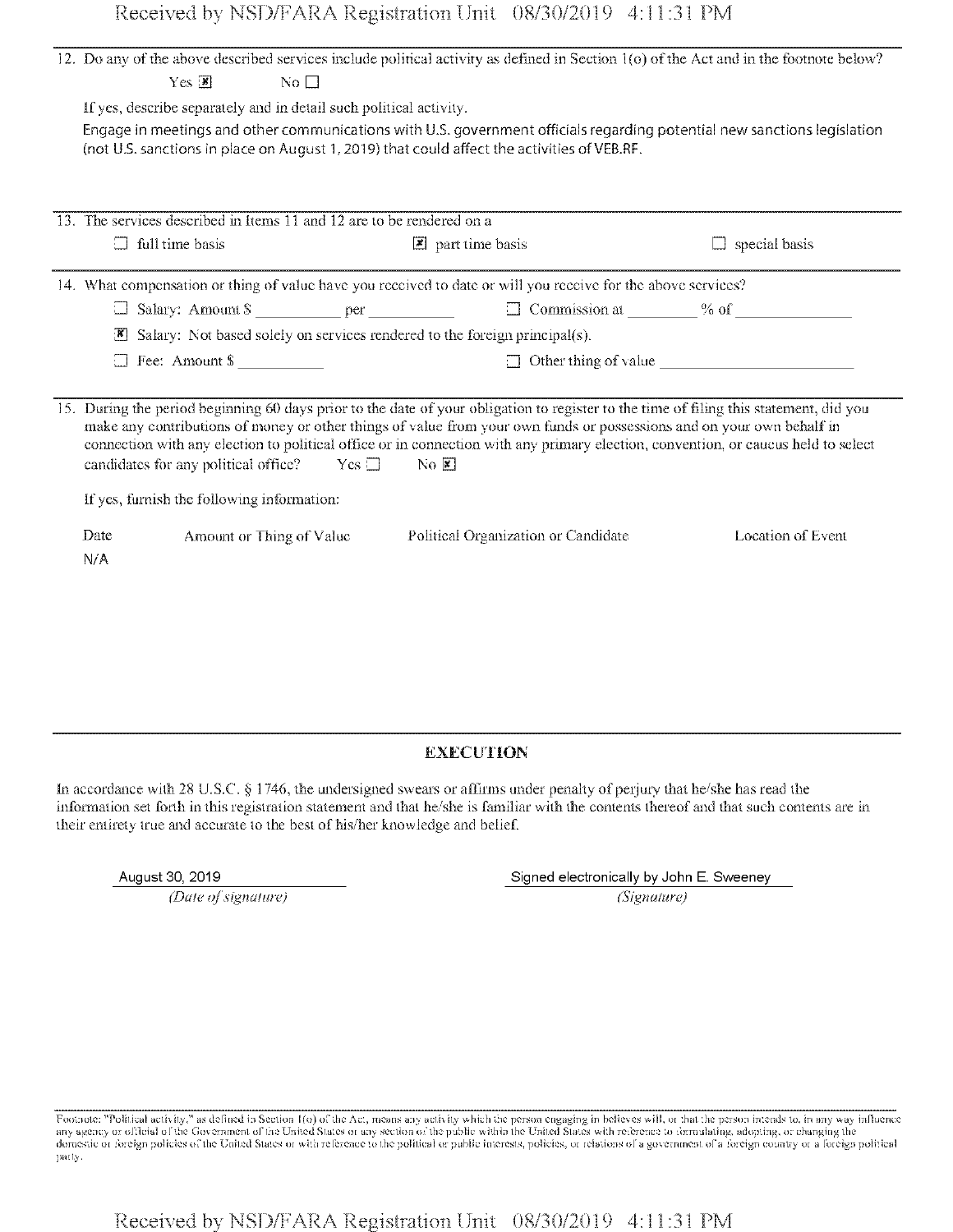12. Do any of the above described services include political activity as defined in Section 1(o) of the Act and in the footnote below?

Yes ☒ No ☐

If yes, describe separately and in detail such political activity.

Engage in meetings and other communications with U.S. government officials regarding potential new sanctions legislation (not U.S. sanctions in place on August 1, 2019) that could affect the activities of VEB.RF.

13. The services described in Items 11 and 12 are to be rendered on a

☐ full time basis ☒ part time basis ☐ special basis

14. What compensation or thing of value have you received to date or will you receive for the above services?

☐ Salary: Amount $ __________ per __________ ☐ Commission at ________ % of ______________

☒ Salary: Not based solely on services rendered to the foreign principal(s).

☐ Fee: Amount $ __________ ☐ Other thing of value ______________________

15. During the period beginning 60 days prior to the date of your obligation to register to the time of filing this statement, did you make any contributions of money or other things of value from your own funds or possessions and on your own behalf in connection with any election to political office or in connection with any primary election, convention, or caucus held to select candidates for any political office? Yes ☐ No ☒

If yes, furnish the following information:

| Date | Amount or Thing of Value | Political Organization or Candidate | Location of Event |
|---|---|---|---|
| N/A | | | |

## EXECUTION

In accordance with 28 U.S.C. § 1746, the undersigned swears or affirms under penalty of perjury that he/she has read the information set forth in this registration statement and that he/she is familiar with the contents thereof and that such contents are in their entirety true and accurate to the best of his/her knowledge and belief.

August 30, 2019
*(Date of signature)*

Signed electronically by John E. Sweeney
*(Signature)*

Footnote: "Political activity," as defined in Section 1(o) of the Act, means any activity which the person engaging in believes will, or that the person intends to, in any way influence any agency or official of the Government of the United States or any section of the public within the United States with reference to formulating, adopting, or changing the domestic or foreign policies of the United States or with reference to the political or public interests, policies, or relations of a government of a foreign country or a foreign political party.